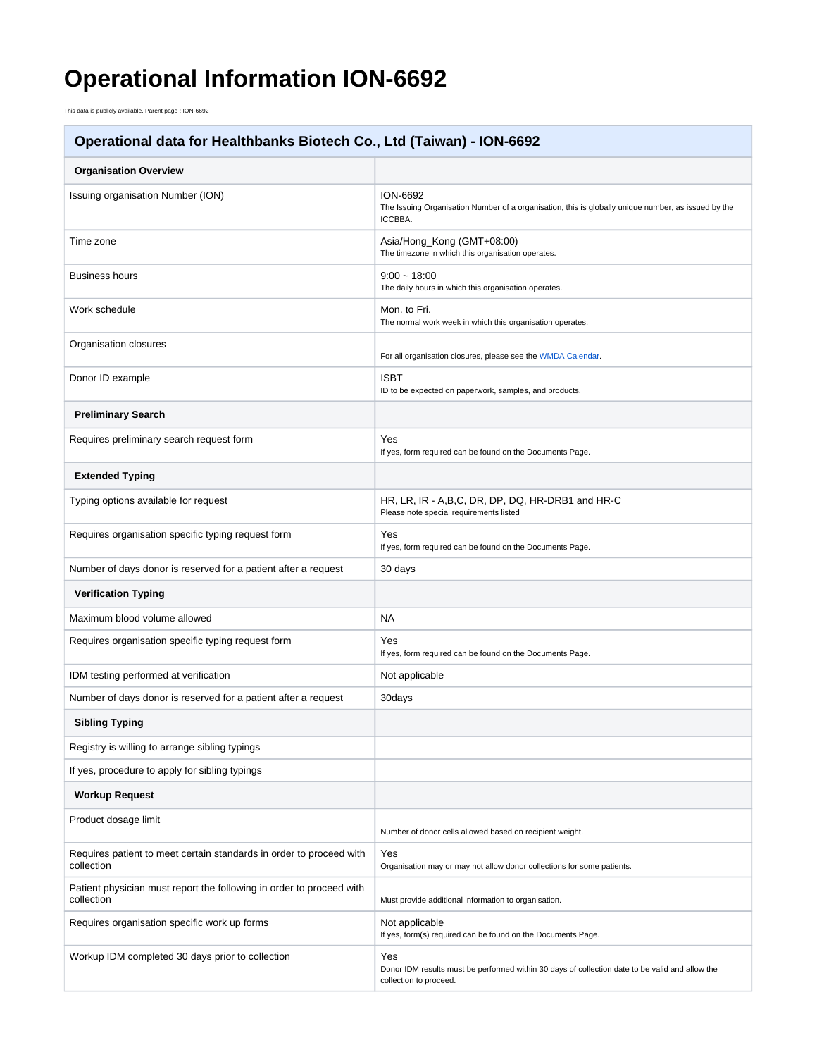# Operational Information ION-6692

This data is publicly available. Parent page : ION-6692

| Operational data for Healthbanks Biotech Co., Ltd (Taiwan) - ION-6692 | |
|---|---|
| **Organisation Overview** | |
| Issuing organisation Number (ION) | ION-6692<br>The Issuing Organisation Number of a organisation, this is globally unique number, as issued by the ICCBBA. |
| Time zone | Asia/Hong_Kong (GMT+08:00)<br>The timezone in which this organisation operates. |
| Business hours | 9:00 ~ 18:00<br>The daily hours in which this organisation operates. |
| Work schedule | Mon. to Fri.<br>The normal work week in which this organisation operates. |
| Organisation closures | For all organisation closures, please see the WMDA Calendar. |
| Donor ID example | ISBT<br>ID to be expected on paperwork, samples, and products. |
| **Preliminary Search** | |
| Requires preliminary search request form | Yes<br>If yes, form required can be found on the Documents Page. |
| **Extended Typing** | |
| Typing options available for request | HR, LR, IR - A,B,C, DR, DP, DQ, HR-DRB1 and HR-C<br>Please note special requirements listed |
| Requires organisation specific typing request form | Yes<br>If yes, form required can be found on the Documents Page. |
| Number of days donor is reserved for a patient after a request | 30 days |
| **Verification Typing** | |
| Maximum blood volume allowed | NA |
| Requires organisation specific typing request form | Yes<br>If yes, form required can be found on the Documents Page. |
| IDM testing performed at verification | Not applicable |
| Number of days donor is reserved for a patient after a request | 30days |
| **Sibling Typing** | |
| Registry is willing to arrange sibling typings | |
| If yes, procedure to apply for sibling typings | |
| **Workup Request** | |
| Product dosage limit | Number of donor cells allowed based on recipient weight. |
| Requires patient to meet certain standards in order to proceed with collection | Yes<br>Organisation may or may not allow donor collections for some patients. |
| Patient physician must report the following in order to proceed with collection | Must provide additional information to organisation. |
| Requires organisation specific work up forms | Not applicable<br>If yes, form(s) required can be found on the Documents Page. |
| Workup IDM completed 30 days prior to collection | Yes<br>Donor IDM results must be performed within 30 days of collection date to be valid and allow the collection to proceed. |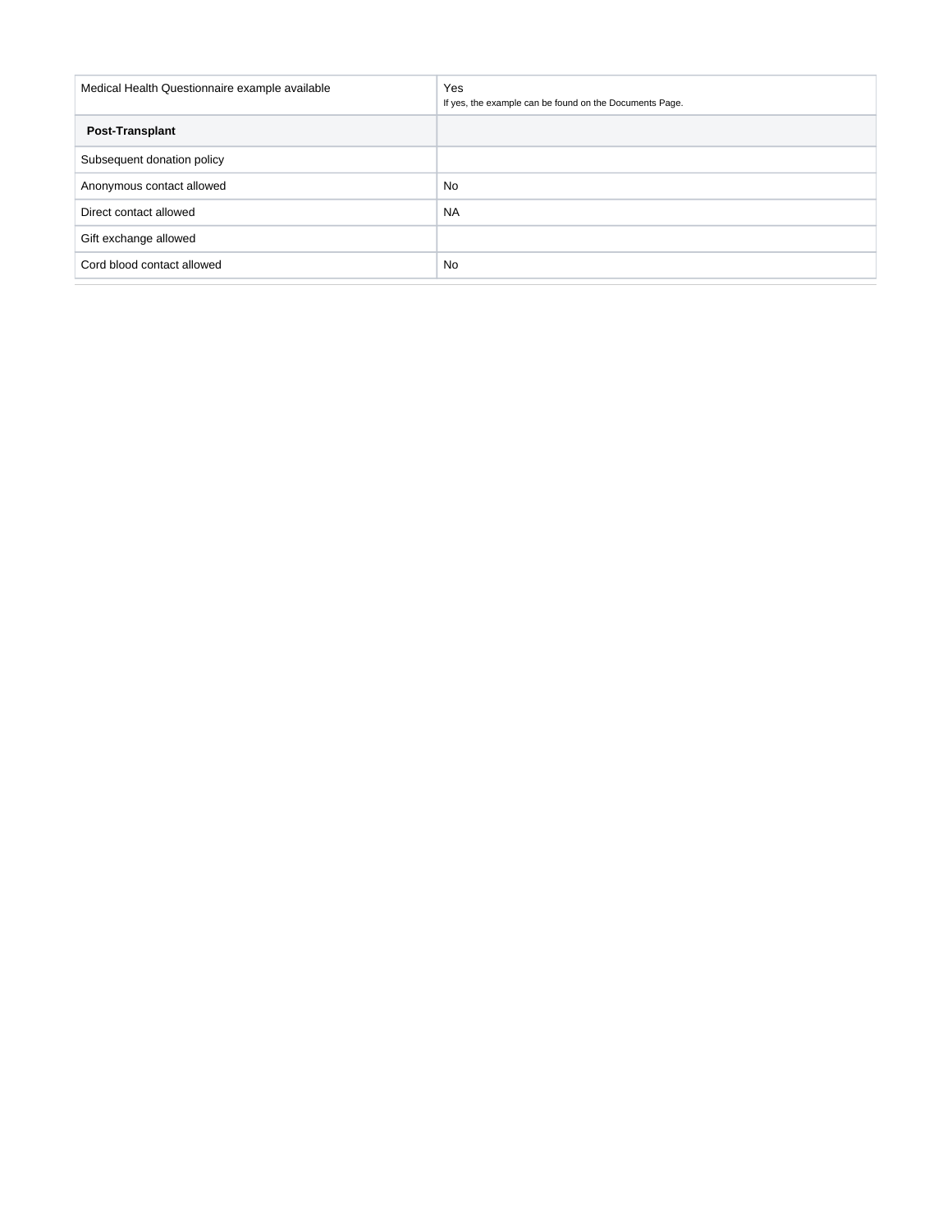| | |
|---|---|
| Medical Health Questionnaire example available | Yes<br>If yes, the example can be found on the Documents Page. |
| **Post-Transplant** | |
| Subsequent donation policy | |
| Anonymous contact allowed | No |
| Direct contact allowed | NA |
| Gift exchange allowed | |
| Cord blood contact allowed | No |